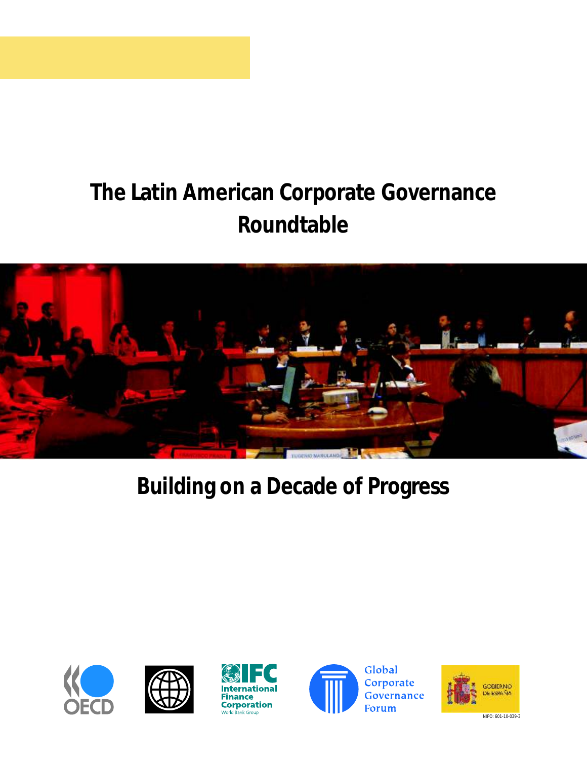# The Latin American Corporate Governance Roundtable

## Building on a Decade of Progress

OECD

International Finance Corporation
World Bank Group

Global Corporate Governance Forum

GOBIERNO DE ESPAÑA

NIPO: 601-10-039-3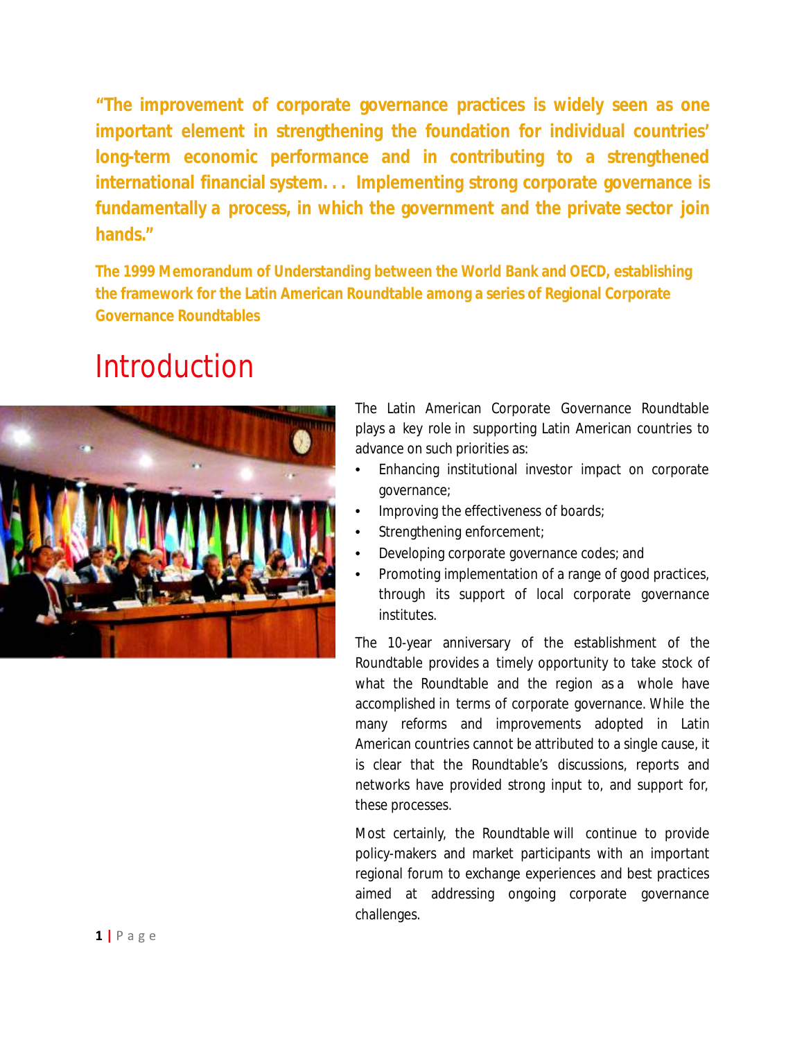**"The improvement of corporate governance practices is widely seen as one important element in strengthening the foundation for individual countries' long-term economic performance and in contributing to a strengthened international financial system. . . Implementing strong corporate governance is fundamentally a process, in which the government and the private sector join hands."**

**The 1999 Memorandum of Understanding between the World Bank and OECD, establishing the framework for the Latin American Roundtable among a series of Regional Corporate Governance Roundtables**

# Introduction

The Latin American Corporate Governance Roundtable plays a key role in supporting Latin American countries to advance on such priorities as:

- Enhancing institutional investor impact on corporate governance;
- Improving the effectiveness of boards;
- Strengthening enforcement;
- Developing corporate governance codes; and
- Promoting implementation of a range of good practices, through its support of local corporate governance institutes.

The 10-year anniversary of the establishment of the Roundtable provides a timely opportunity to take stock of what the Roundtable and the region as a whole have accomplished in terms of corporate governance. While the many reforms and improvements adopted in Latin American countries cannot be attributed to a single cause, it is clear that the Roundtable's discussions, reports and networks have provided strong input to, and support for, these processes.

Most certainly, the Roundtable will continue to provide policy-makers and market participants with an important regional forum to exchange experiences and best practices aimed at addressing ongoing corporate governance challenges.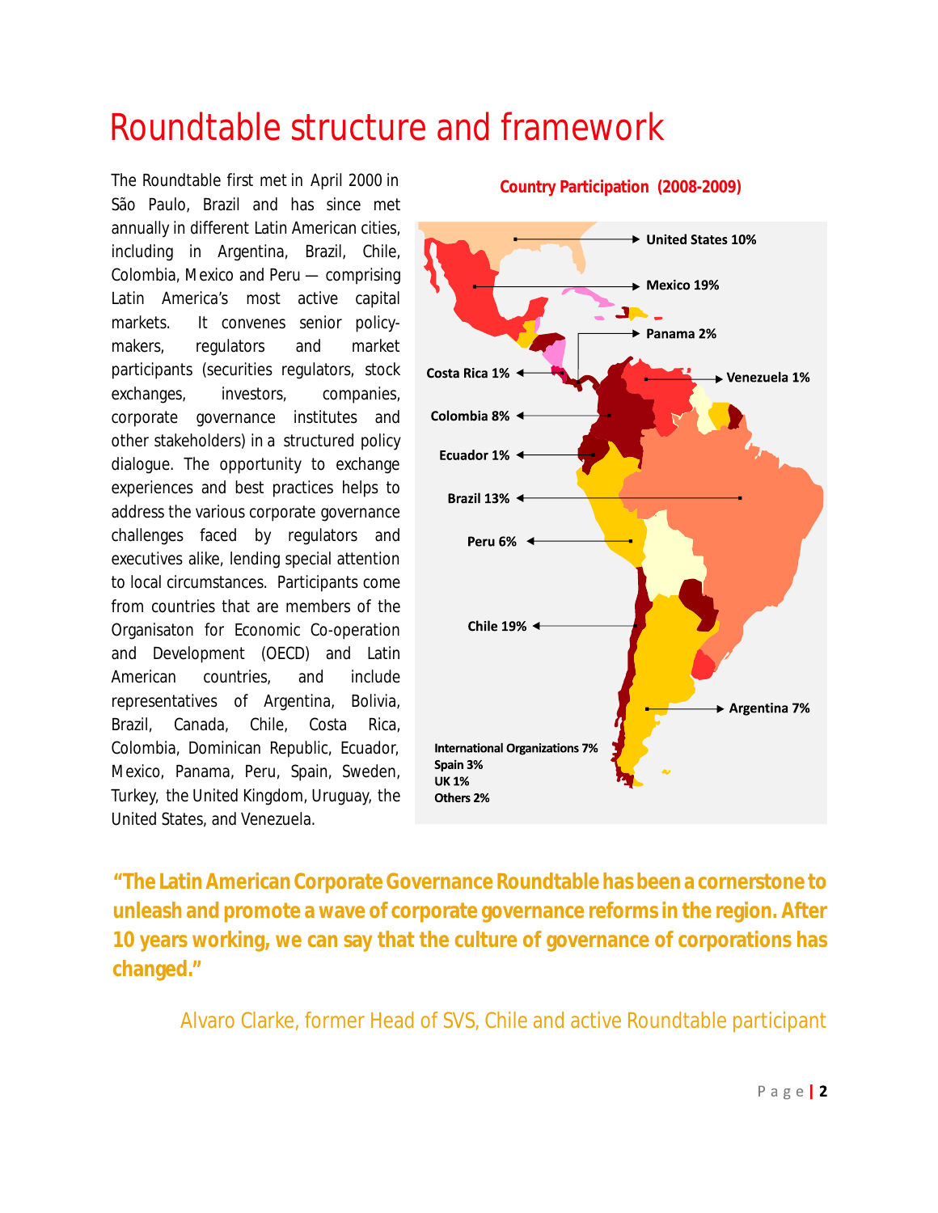# Roundtable structure and framework

The Roundtable first met in April 2000 in São Paulo, Brazil and has since met annually in different Latin American cities, including in Argentina, Brazil, Chile, Colombia, Mexico and Peru — comprising Latin America's most active capital markets. It convenes senior policy-makers, regulators and market participants (securities regulators, stock exchanges, investors, companies, corporate governance institutes and other stakeholders) in a structured policy dialogue. The opportunity to exchange experiences and best practices helps to address the various corporate governance challenges faced by regulators and executives alike, lending special attention to local circumstances. Participants come from countries that are members of the Organisaton for Economic Co-operation and Development (OECD) and Latin American countries, and include representatives of Argentina, Bolivia, Brazil, Canada, Chile, Costa Rica, Colombia, Dominican Republic, Ecuador, Mexico, Panama, Peru, Spain, Sweden, Turkey, the United Kingdom, Uruguay, the United States, and Venezuela.

**Country Participation (2008-2009)**

- United States 10%
- Mexico 19%
- Panama 2%
- Costa Rica 1%
- Venezuela 1%
- Colombia 8%
- Ecuador 1%
- Brazil 13%
- Peru 6%
- Chile 19%
- Argentina 7%
- International Organizations 7%
- Spain 3%
- UK 1%
- Others 2%

**"The Latin American Corporate Governance Roundtable has been a cornerstone to unleash and promote a wave of corporate governance reforms in the region. After 10 years working, we can say that the culture of governance of corporations has changed."**

Alvaro Clarke, former Head of SVS, Chile and active Roundtable participant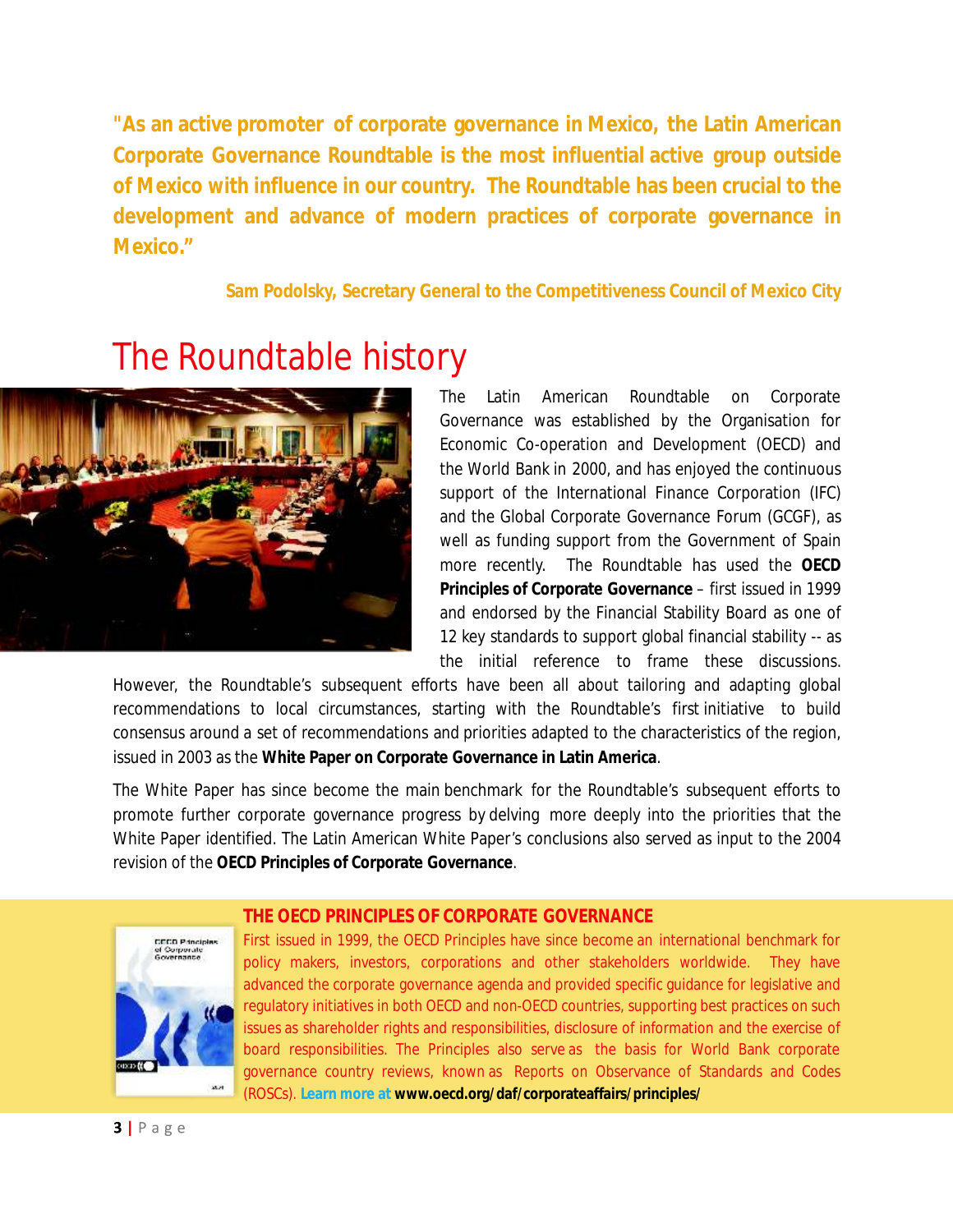**"As an active promoter of corporate governance in Mexico, the Latin American Corporate Governance Roundtable is the most influential active group outside of Mexico with influence in our country. The Roundtable has been crucial to the development and advance of modern practices of corporate governance in Mexico."**

**Sam Podolsky, Secretary General to the Competitiveness Council of Mexico City**

# The Roundtable history

The Latin American Roundtable on Corporate Governance was established by the Organisation for Economic Co-operation and Development (OECD) and the World Bank in 2000, and has enjoyed the continuous support of the International Finance Corporation (IFC) and the Global Corporate Governance Forum (GCGF), as well as funding support from the Government of Spain more recently. The Roundtable has used the **OECD Principles of Corporate Governance** – first issued in 1999 and endorsed by the Financial Stability Board as one of 12 key standards to support global financial stability -- as the initial reference to frame these discussions. However, the Roundtable's subsequent efforts have been all about tailoring and adapting global recommendations to local circumstances, starting with the Roundtable's first initiative to build consensus around a set of recommendations and priorities adapted to the characteristics of the region, issued in 2003 as the **White Paper on Corporate Governance in Latin America**.

The White Paper has since become the main benchmark for the Roundtable's subsequent efforts to promote further corporate governance progress by delving more deeply into the priorities that the White Paper identified. The Latin American White Paper's conclusions also served as input to the 2004 revision of the **OECD Principles of Corporate Governance**.

**THE OECD PRINCIPLES OF CORPORATE GOVERNANCE**

First issued in 1999, the OECD Principles have since become an international benchmark for policy makers, investors, corporations and other stakeholders worldwide. They have advanced the corporate governance agenda and provided specific guidance for legislative and regulatory initiatives in both OECD and non-OECD countries, supporting best practices on such issues as shareholder rights and responsibilities, disclosure of information and the exercise of board responsibilities. The Principles also serve as the basis for World Bank corporate governance country reviews, known as Reports on Observance of Standards and Codes (ROSCs). Learn more at **www.oecd.org/daf/corporateaffairs/principles/**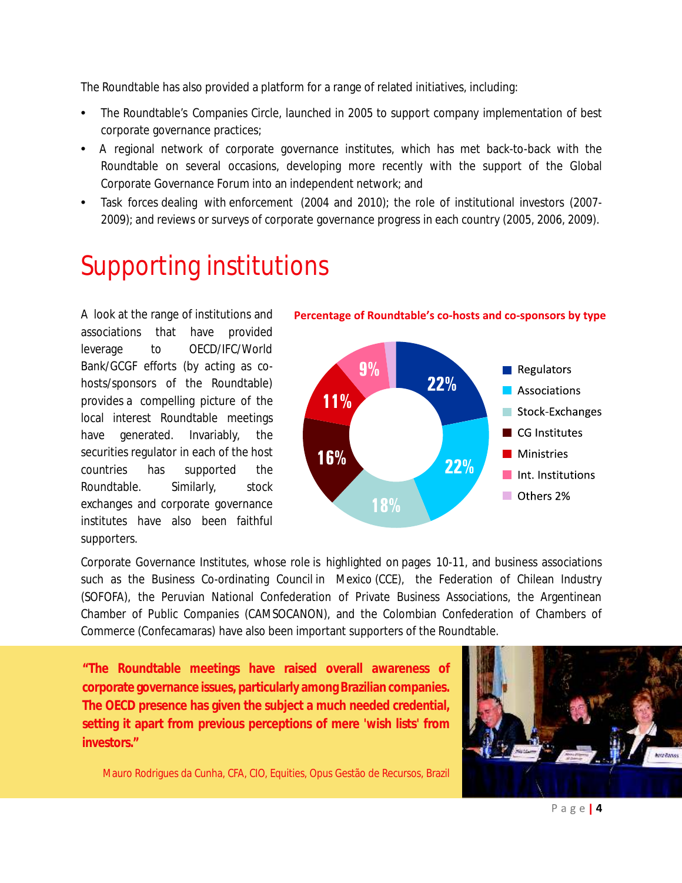The Roundtable has also provided a platform for a range of related initiatives, including:

- The Roundtable's Companies Circle, launched in 2005 to support company implementation of best corporate governance practices;
- A regional network of corporate governance institutes, which has met back-to-back with the Roundtable on several occasions, developing more recently with the support of the Global Corporate Governance Forum into an independent network; and
- Task forces dealing with enforcement (2004 and 2010); the role of institutional investors (2007-2009); and reviews or surveys of corporate governance progress in each country (2005, 2006, 2009).

# Supporting institutions

A look at the range of institutions and associations that have provided leverage to OECD/IFC/World Bank/GCGF efforts (by acting as co-hosts/sponsors of the Roundtable) provides a compelling picture of the local interest Roundtable meetings have generated. Invariably, the securities regulator in each of the host countries has supported the Roundtable. Similarly, stock exchanges and corporate governance institutes have also been faithful supporters.

**Percentage of Roundtable's co-hosts and co-sponsors by type**

| Type | Percentage |
|---|---|
| Regulators | 22% |
| Associations | 22% |
| Stock-Exchanges | 18% |
| CG Institutes | 16% |
| Ministries | 11% |
| Int. Institutions | 9% |
| Others | 2% |

Corporate Governance Institutes, whose role is highlighted on pages 10-11, and business associations such as the Business Co-ordinating Council in Mexico (CCE), the Federation of Chilean Industry (SOFOFA), the Peruvian National Confederation of Private Business Associations, the Argentinean Chamber of Public Companies (CAMSOCANON), and the Colombian Confederation of Chambers of Commerce (Confecamaras) have also been important supporters of the Roundtable.

> **"The Roundtable meetings have raised overall awareness of corporate governance issues, particularly among Brazilian companies. The OECD presence has given the subject a much needed credential, setting it apart from previous perceptions of mere 'wish lists' from investors."**
>
> Mauro Rodrigues da Cunha, CFA, CIO, Equities, Opus Gestão de Recursos, Brazil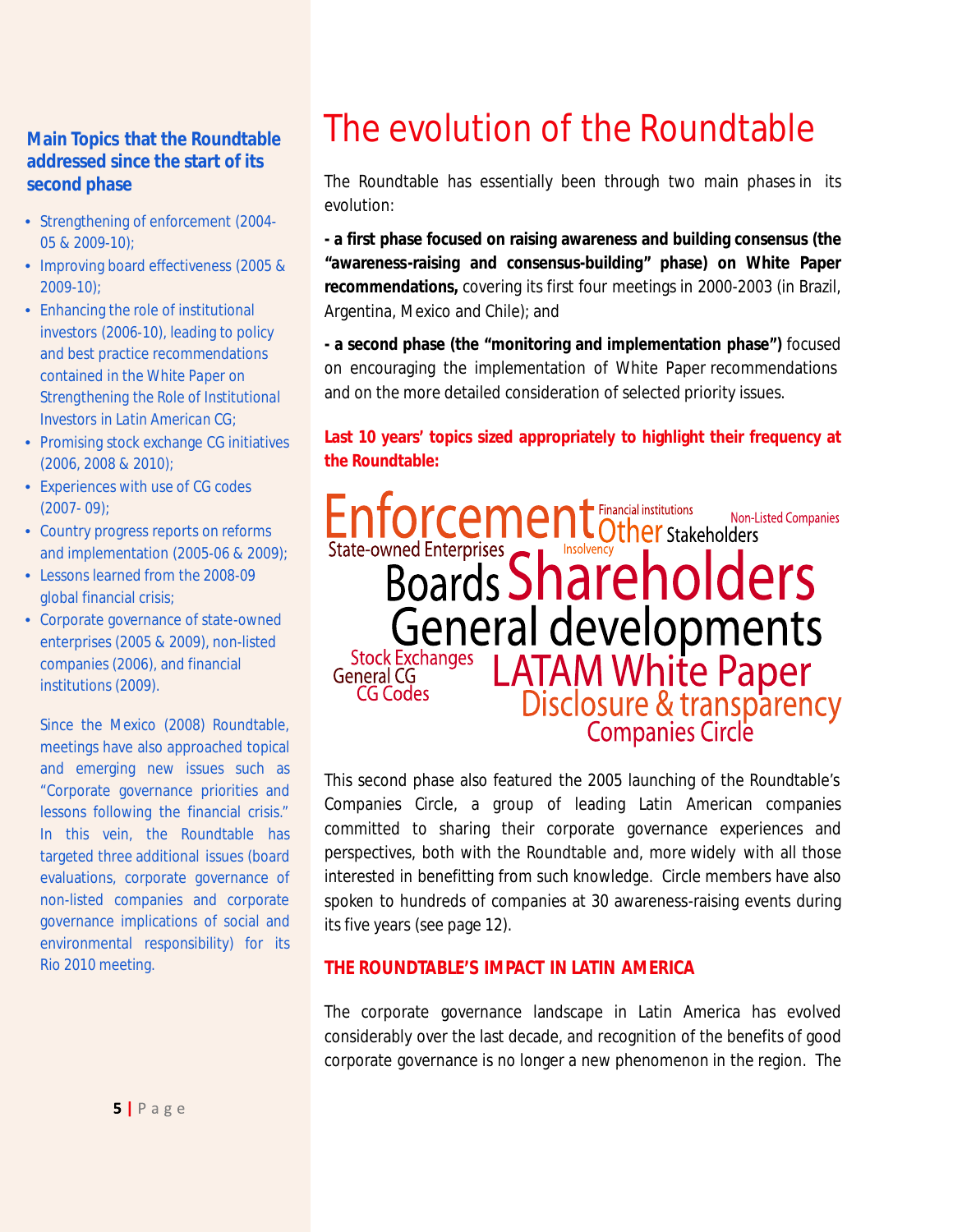### Main Topics that the Roundtable addressed since the start of its second phase

- Strengthening of enforcement (2004-05 & 2009-10);
- Improving board effectiveness (2005 & 2009-10);
- Enhancing the role of institutional investors (2006-10), leading to policy and best practice recommendations contained in the White Paper on Strengthening the Role of Institutional Investors in Latin American CG;
- Promising stock exchange CG initiatives (2006, 2008 & 2010);
- Experiences with use of CG codes (2007- 09);
- Country progress reports on reforms and implementation (2005-06 & 2009);
- Lessons learned from the 2008-09 global financial crisis;
- Corporate governance of state-owned enterprises (2005 & 2009), non-listed companies (2006), and financial institutions (2009).

Since the Mexico (2008) Roundtable, meetings have also approached topical and emerging new issues such as "Corporate governance priorities and lessons following the financial crisis." In this vein, the Roundtable has targeted three additional issues (board evaluations, corporate governance of non-listed companies and corporate governance implications of social and environmental responsibility) for its Rio 2010 meeting.

# The evolution of the Roundtable

The Roundtable has essentially been through two main phases in its evolution:

**- a first phase focused on raising awareness and building consensus (the "awareness-raising and consensus-building" phase) on White Paper recommendations,** covering its first four meetings in 2000-2003 (in Brazil, Argentina, Mexico and Chile); and

**- a second phase (the "monitoring and implementation phase")** focused on encouraging the implementation of White Paper recommendations and on the more detailed consideration of selected priority issues.

**Last 10 years' topics sized appropriately to highlight their frequency at the Roundtable:**

Enforcement, Financial institutions, Other Stakeholders, Non-Listed Companies, State-owned Enterprises, Insolvency, Boards, Shareholders, General developments, Stock Exchanges, General CG, CG Codes, LATAM White Paper, Disclosure & transparency, Companies Circle

This second phase also featured the 2005 launching of the Roundtable's Companies Circle, a group of leading Latin American companies committed to sharing their corporate governance experiences and perspectives, both with the Roundtable and, more widely with all those interested in benefitting from such knowledge. Circle members have also spoken to hundreds of companies at 30 awareness-raising events during its five years (see page 12).

**THE ROUNDTABLE'S IMPACT IN LATIN AMERICA**

The corporate governance landscape in Latin America has evolved considerably over the last decade, and recognition of the benefits of good corporate governance is no longer a new phenomenon in the region. The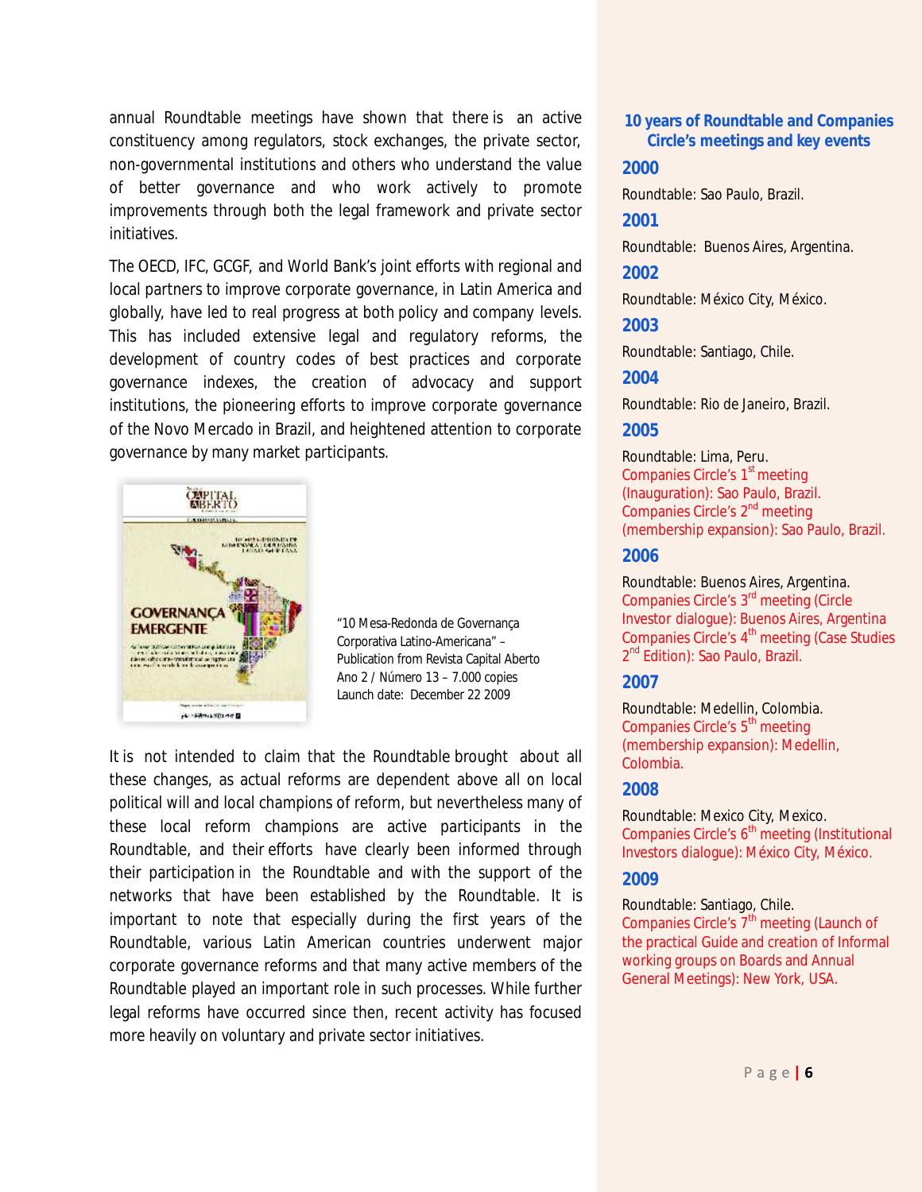annual Roundtable meetings have shown that there is an active constituency among regulators, stock exchanges, the private sector, non-governmental institutions and others who understand the value of better governance and who work actively to promote improvements through both the legal framework and private sector initiatives.

The OECD, IFC, GCGF, and World Bank's joint efforts with regional and local partners to improve corporate governance, in Latin America and globally, have led to real progress at both policy and company levels. This has included extensive legal and regulatory reforms, the development of country codes of best practices and corporate governance indexes, the creation of advocacy and support institutions, the pioneering efforts to improve corporate governance of the Novo Mercado in Brazil, and heightened attention to corporate governance by many market participants.

"10 Mesa-Redonda de Governança Corporativa Latino-Americana" – Publication from Revista Capital Aberto Ano 2 / Número 13 – 7.000 copies Launch date: December 22 2009

It is not intended to claim that the Roundtable brought about all these changes, as actual reforms are dependent above all on local political will and local champions of reform, but nevertheless many of these local reform champions are active participants in the Roundtable, and their efforts have clearly been informed through their participation in the Roundtable and with the support of the networks that have been established by the Roundtable. It is important to note that especially during the first years of the Roundtable, various Latin American countries underwent major corporate governance reforms and that many active members of the Roundtable played an important role in such processes. While further legal reforms have occurred since then, recent activity has focused more heavily on voluntary and private sector initiatives.

## 10 years of Roundtable and Companies Circle's meetings and key events

### 2000

Roundtable: Sao Paulo, Brazil.

### 2001

Roundtable: Buenos Aires, Argentina.

### 2002

Roundtable: México City, México.

### 2003

Roundtable: Santiago, Chile.

### 2004

Roundtable: Rio de Janeiro, Brazil.

### 2005

Roundtable: Lima, Peru.
Companies Circle's 1st meeting (Inauguration): Sao Paulo, Brazil.
Companies Circle's 2nd meeting (membership expansion): Sao Paulo, Brazil.

### 2006

Roundtable: Buenos Aires, Argentina.
Companies Circle's 3rd meeting (Circle Investor dialogue): Buenos Aires, Argentina
Companies Circle's 4th meeting (Case Studies 2nd Edition): Sao Paulo, Brazil.

### 2007

Roundtable: Medellin, Colombia.
Companies Circle's 5th meeting (membership expansion): Medellin, Colombia.

### 2008

Roundtable: Mexico City, Mexico.
Companies Circle's 6th meeting (Institutional Investors dialogue): México City, México.

### 2009

Roundtable: Santiago, Chile.
Companies Circle's 7th meeting (Launch of the practical Guide and creation of Informal working groups on Boards and Annual General Meetings): New York, USA.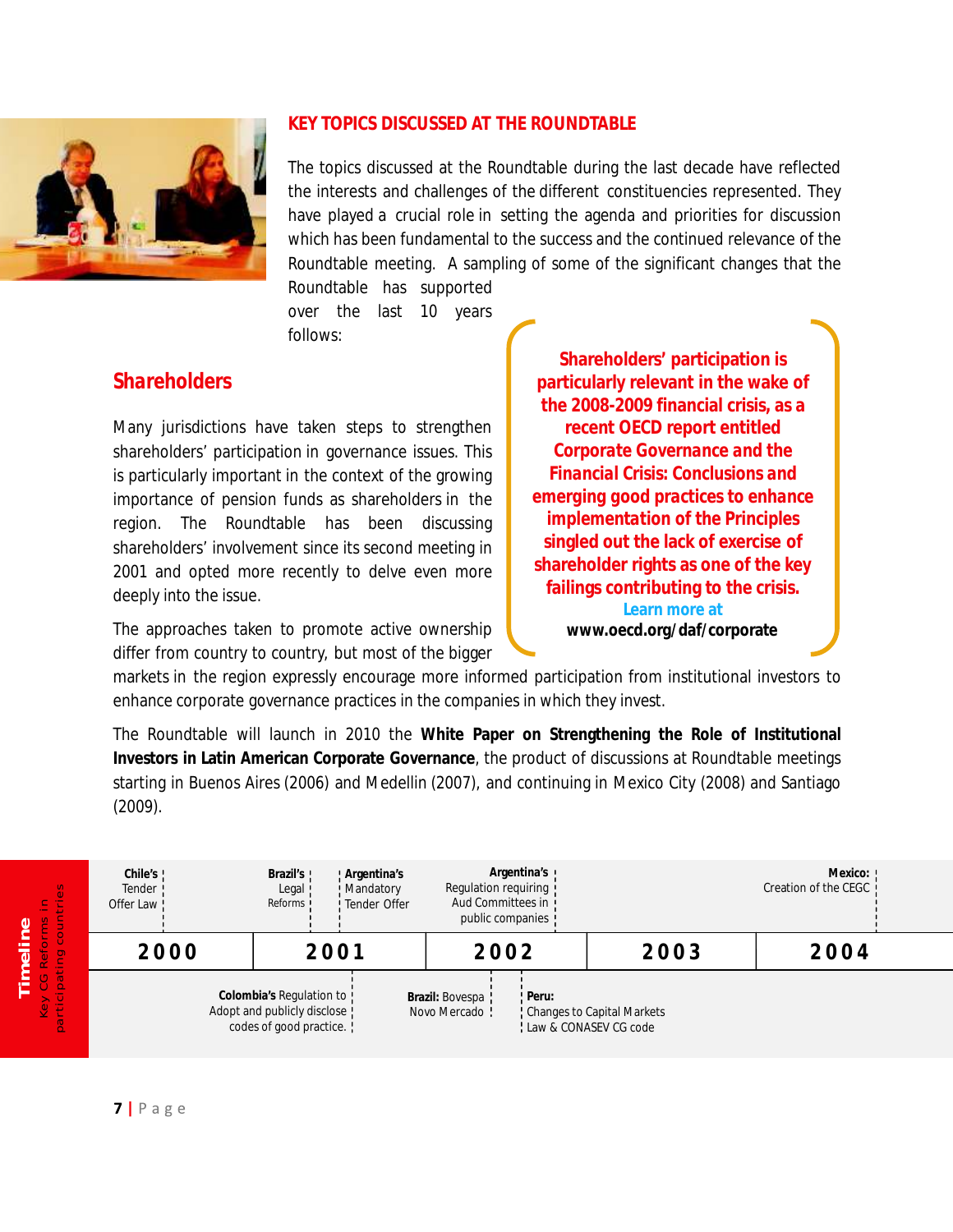## KEY TOPICS DISCUSSED AT THE ROUNDTABLE

The topics discussed at the Roundtable during the last decade have reflected the interests and challenges of the different constituencies represented. They have played a crucial role in setting the agenda and priorities for discussion which has been fundamental to the success and the continued relevance of the Roundtable meeting. A sampling of some of the significant changes that the Roundtable has supported over the last 10 years follows:

### Shareholders

Many jurisdictions have taken steps to strengthen shareholders' participation in governance issues. This is particularly important in the context of the growing importance of pension funds as shareholders in the region. The Roundtable has been discussing shareholders' involvement since its second meeting in 2001 and opted more recently to delve even more deeply into the issue.

The approaches taken to promote active ownership differ from country to country, but most of the bigger markets in the region expressly encourage more informed participation from institutional investors to enhance corporate governance practices in the companies in which they invest.

The Roundtable will launch in 2010 the **White Paper on Strengthening the Role of Institutional Investors in Latin American Corporate Governance**, the product of discussions at Roundtable meetings starting in Buenos Aires (2006) and Medellin (2007), and continuing in Mexico City (2008) and Santiago (2009).

**Shareholders' participation is particularly relevant in the wake of the 2008-2009 financial crisis, as a recent OECD report entitled *Corporate Governance and the Financial Crisis: Conclusions and emerging good practices to enhance implementation of the Principles* singled out the lack of exercise of shareholder rights as one of the key failings contributing to the crisis.**

Learn more at **www.oecd.org/daf/corporate**

**Timeline** – Key CG Reforms in participating countries

| Year | Reforms |
|---|---|
| 2000 | **Chile's** Tender Offer Law |
| 2001 | **Brazil's** Legal Reforms; **Argentina's** Mandatory Tender Offer; **Colombia's** Regulation to Adopt and publicly disclose codes of good practice. |
| 2002 | **Argentina's** Regulation requiring Aud Committees in public companies; **Brazil:** Bovespa Novo Mercado; **Peru:** Changes to Capital Markets Law & CONASEV CG code |
| 2003 | |
| 2004 | **Mexico:** Creation of the CEGC |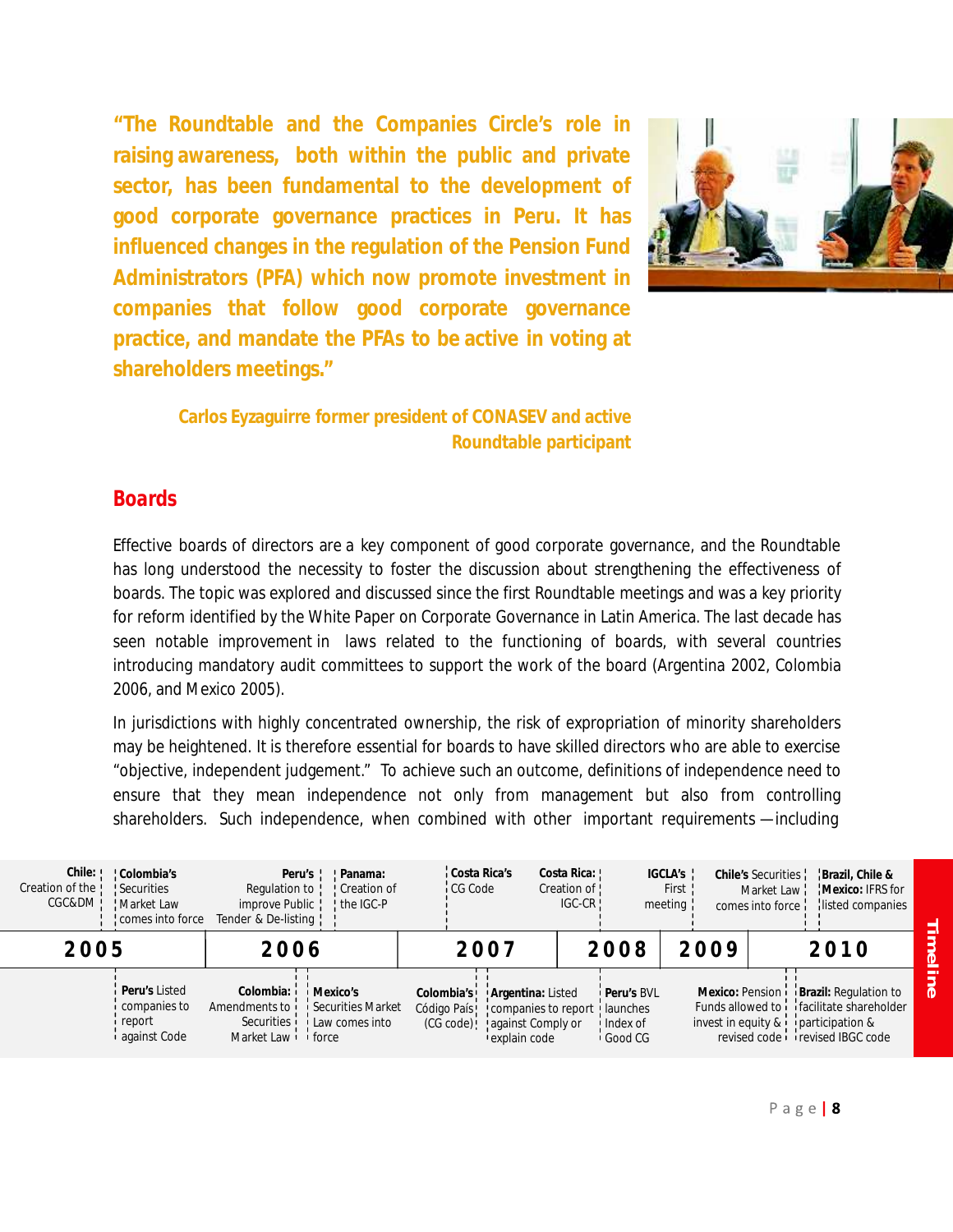**"The Roundtable and the Companies Circle's role in raising awareness, both within the public and private sector, has been fundamental to the development of good corporate governance practices in Peru. It has influenced changes in the regulation of the Pension Fund Administrators (PFA) which now promote investment in companies that follow good corporate governance practice, and mandate the PFAs to be active in voting at shareholders meetings."**

**Carlos Eyzaguirre former president of CONASEV and active Roundtable participant**

## Boards

Effective boards of directors are a key component of good corporate governance, and the Roundtable has long understood the necessity to foster the discussion about strengthening the effectiveness of boards. The topic was explored and discussed since the first Roundtable meetings and was a key priority for reform identified by the White Paper on Corporate Governance in Latin America. The last decade has seen notable improvement in laws related to the functioning of boards, with several countries introducing mandatory audit committees to support the work of the board (Argentina 2002, Colombia 2006, and Mexico 2005).

In jurisdictions with highly concentrated ownership, the risk of expropriation of minority shareholders may be heightened. It is therefore essential for boards to have skilled directors who are able to exercise "objective, independent judgement." To achieve such an outcome, definitions of independence need to ensure that they mean independence not only from management but also from controlling shareholders. Such independence, when combined with other important requirements —including

**Timeline**

| Year | Events |
|---|---|
| 2005 | **Chile:** Creation of the CGC&DM; **Colombia's** Securities Market Law comes into force; **Peru's** Listed companies to report against Code |
| 2006 | **Peru's** Regulation to improve Public Tender & De-listing; **Panama:** Creation of the IGC-P; **Colombia:** Amendments to Securities Market Law; **Mexico's** Securities Market Law comes into force |
| 2007 | **Costa Rica's** CG Code; **Colombia's** Código País (CG code); **Argentina:** Listed companies to report against Comply or explain code; **Costa Rica:** Creation of IGC-CR |
| 2008 | **IGCLA's** First meeting; **Peru's** BVL launches Index of Good CG |
| 2009 | **Chile's** Securities Market Law comes into force; **Mexico:** Pension Funds allowed to invest in equity & revised code |
| 2010 | **Brazil, Chile & Mexico:** IFRS for listed companies; **Brazil:** Regulation to facilitate shareholder participation & revised IBGC code |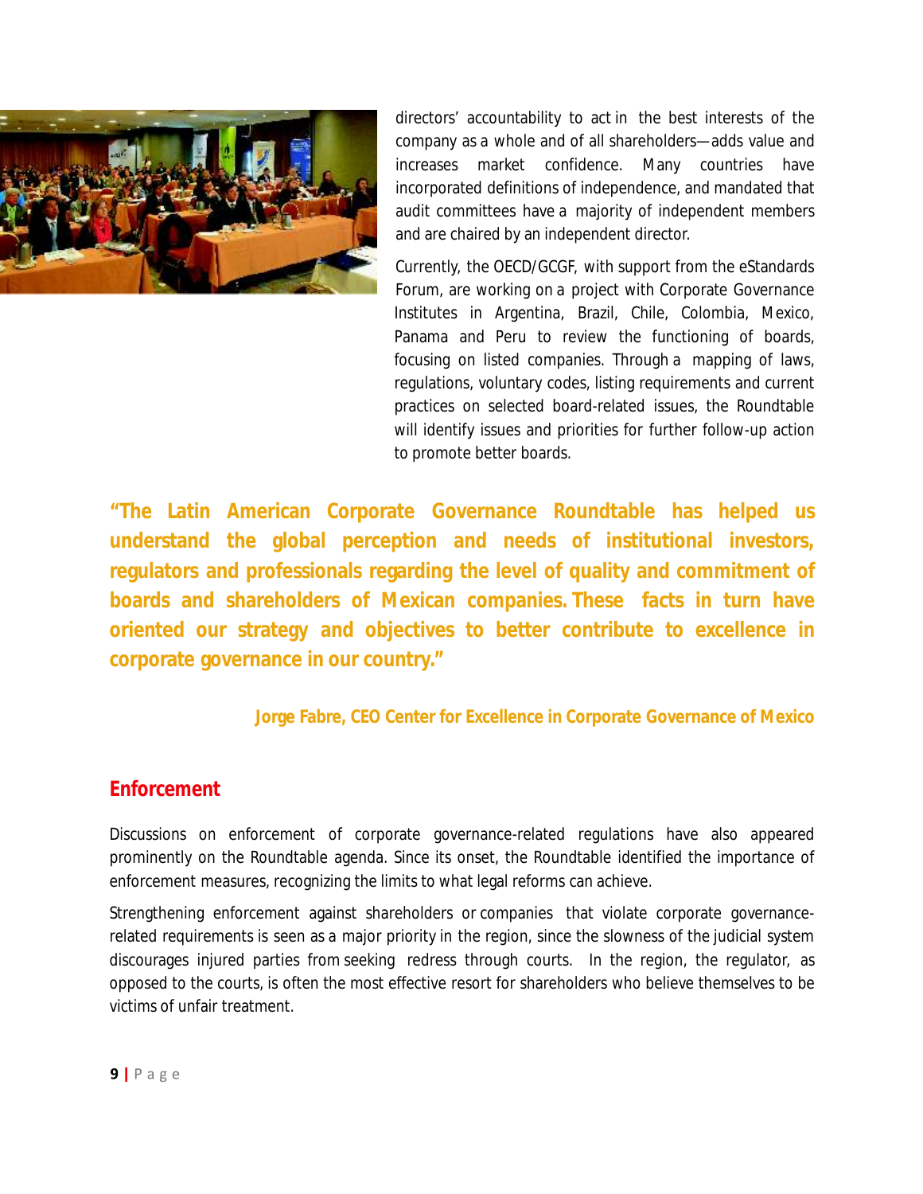directors' accountability to act in the best interests of the company as a whole and of all shareholders—adds value and increases market confidence. Many countries have incorporated definitions of independence, and mandated that audit committees have a majority of independent members and are chaired by an independent director.

Currently, the OECD/GCGF, with support from the eStandards Forum, are working on a project with Corporate Governance Institutes in Argentina, Brazil, Chile, Colombia, Mexico, Panama and Peru to review the functioning of boards, focusing on listed companies. Through a mapping of laws, regulations, voluntary codes, listing requirements and current practices on selected board-related issues, the Roundtable will identify issues and priorities for further follow-up action to promote better boards.

**"The Latin American Corporate Governance Roundtable has helped us understand the global perception and needs of institutional investors, regulators and professionals regarding the level of quality and commitment of boards and shareholders of Mexican companies. These facts in turn have oriented our strategy and objectives to better contribute to excellence in corporate governance in our country."**

**Jorge Fabre, CEO Center for Excellence in Corporate Governance of Mexico**

## Enforcement

Discussions on enforcement of corporate governance-related regulations have also appeared prominently on the Roundtable agenda. Since its onset, the Roundtable identified the importance of enforcement measures, recognizing the limits to what legal reforms can achieve.

Strengthening enforcement against shareholders or companies that violate corporate governance-related requirements is seen as a major priority in the region, since the slowness of the judicial system discourages injured parties from seeking redress through courts. In the region, the regulator, as opposed to the courts, is often the most effective resort for shareholders who believe themselves to be victims of unfair treatment.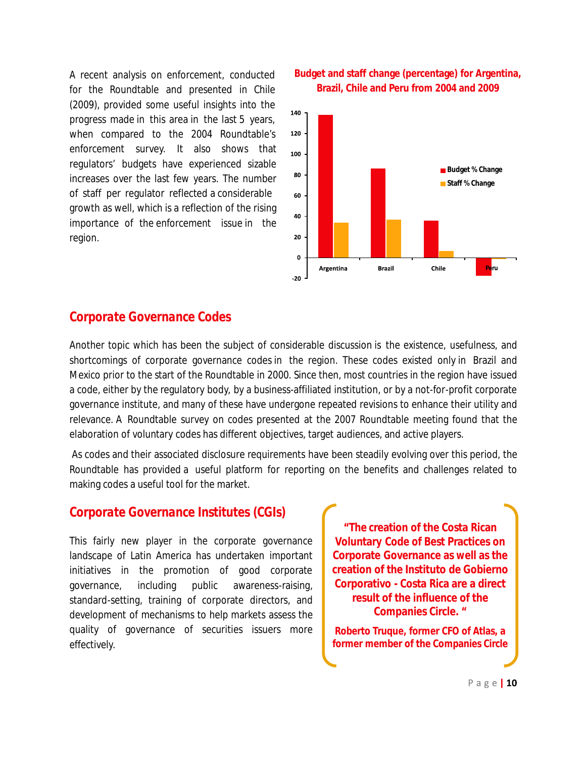A recent analysis on enforcement, conducted for the Roundtable and presented in Chile (2009), provided some useful insights into the progress made in this area in the last 5 years, when compared to the 2004 Roundtable's enforcement survey. It also shows that regulators' budgets have experienced sizable increases over the last few years. The number of staff per regulator reflected a considerable growth as well, which is a reflection of the rising importance of the enforcement issue in the region.

**Budget and staff change (percentage) for Argentina, Brazil, Chile and Peru from 2004 and 2009**

## Corporate Governance Codes

Another topic which has been the subject of considerable discussion is the existence, usefulness, and shortcomings of corporate governance codes in the region. These codes existed only in Brazil and Mexico prior to the start of the Roundtable in 2000. Since then, most countries in the region have issued a code, either by the regulatory body, by a business-affiliated institution, or by a not-for-profit corporate governance institute, and many of these have undergone repeated revisions to enhance their utility and relevance. A Roundtable survey on codes presented at the 2007 Roundtable meeting found that the elaboration of voluntary codes has different objectives, target audiences, and active players.

As codes and their associated disclosure requirements have been steadily evolving over this period, the Roundtable has provided a useful platform for reporting on the benefits and challenges related to making codes a useful tool for the market.

## Corporate Governance Institutes (CGIs)

This fairly new player in the corporate governance landscape of Latin America has undertaken important initiatives in the promotion of good corporate governance, including public awareness-raising, standard-setting, training of corporate directors, and development of mechanisms to help markets assess the quality of governance of securities issuers more effectively.

> **"The creation of the Costa Rican Voluntary Code of Best Practices on Corporate Governance as well as the creation of the Instituto de Gobierno Corporativo - Costa Rica are a direct result of the influence of the Companies Circle. "**
>
> **Roberto Truque, former CFO of Atlas, a former member of the Companies Circle**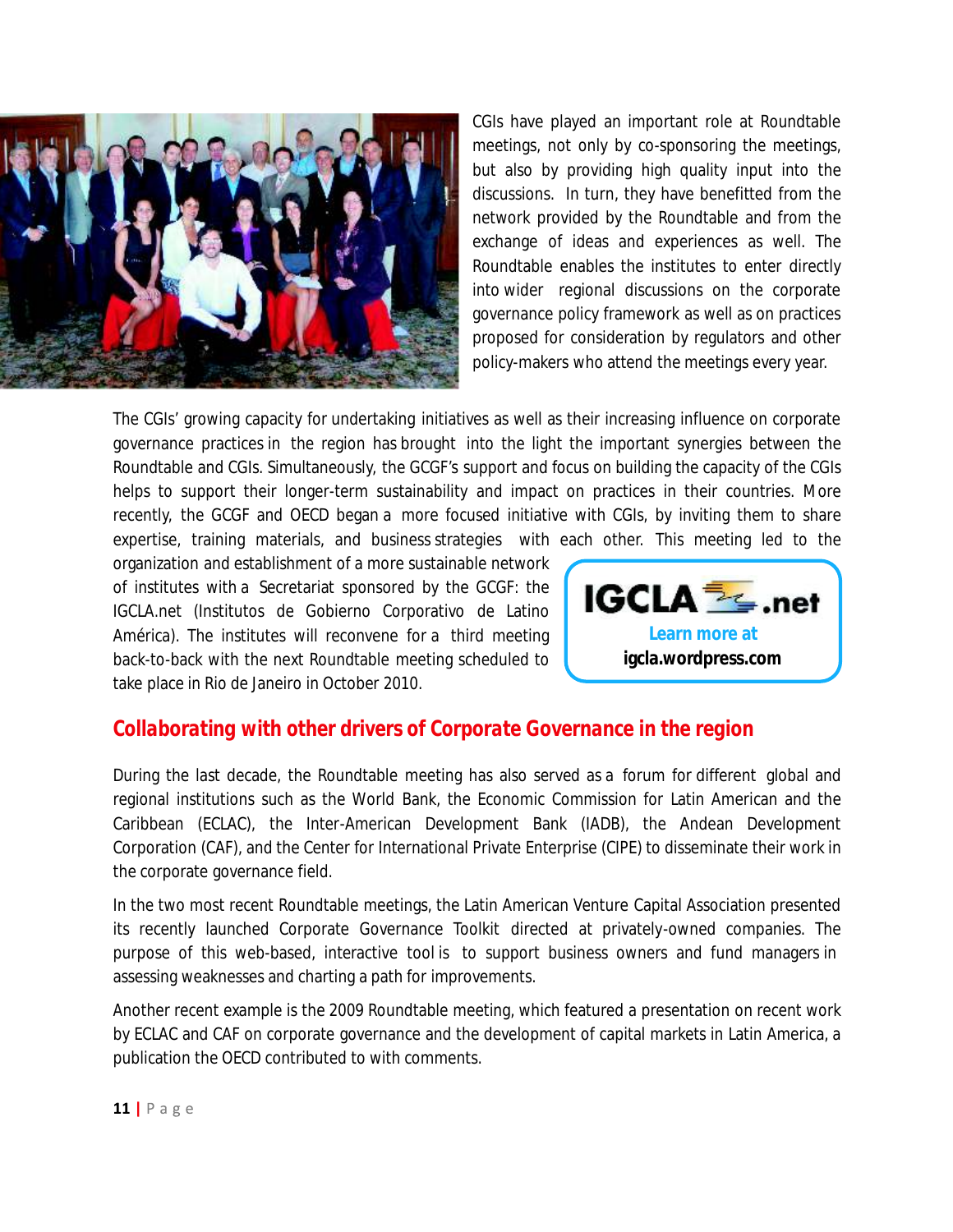CGIs have played an important role at Roundtable meetings, not only by co-sponsoring the meetings, but also by providing high quality input into the discussions. In turn, they have benefitted from the network provided by the Roundtable and from the exchange of ideas and experiences as well. The Roundtable enables the institutes to enter directly into wider regional discussions on the corporate governance policy framework as well as on practices proposed for consideration by regulators and other policy-makers who attend the meetings every year.

The CGIs' growing capacity for undertaking initiatives as well as their increasing influence on corporate governance practices in the region has brought into the light the important synergies between the Roundtable and CGIs. Simultaneously, the GCGF's support and focus on building the capacity of the CGIs helps to support their longer-term sustainability and impact on practices in their countries. More recently, the GCGF and OECD began a more focused initiative with CGIs, by inviting them to share expertise, training materials, and business strategies with each other. This meeting led to the organization and establishment of a more sustainable network of institutes with a Secretariat sponsored by the GCGF: the IGCLA.net (Institutos de Gobierno Corporativo de Latino América). The institutes will reconvene for a third meeting back-to-back with the next Roundtable meeting scheduled to take place in Rio de Janeiro in October 2010.

IGCLA.net
Learn more at
**igcla.wordpress.com**

## Collaborating with other drivers of Corporate Governance in the region

During the last decade, the Roundtable meeting has also served as a forum for different global and regional institutions such as the World Bank, the Economic Commission for Latin American and the Caribbean (ECLAC), the Inter-American Development Bank (IADB), the Andean Development Corporation (CAF), and the Center for International Private Enterprise (CIPE) to disseminate their work in the corporate governance field.

In the two most recent Roundtable meetings, the Latin American Venture Capital Association presented its recently launched Corporate Governance Toolkit directed at privately-owned companies. The purpose of this web-based, interactive tool is to support business owners and fund managers in assessing weaknesses and charting a path for improvements.

Another recent example is the 2009 Roundtable meeting, which featured a presentation on recent work by ECLAC and CAF on corporate governance and the development of capital markets in Latin America, a publication the OECD contributed to with comments.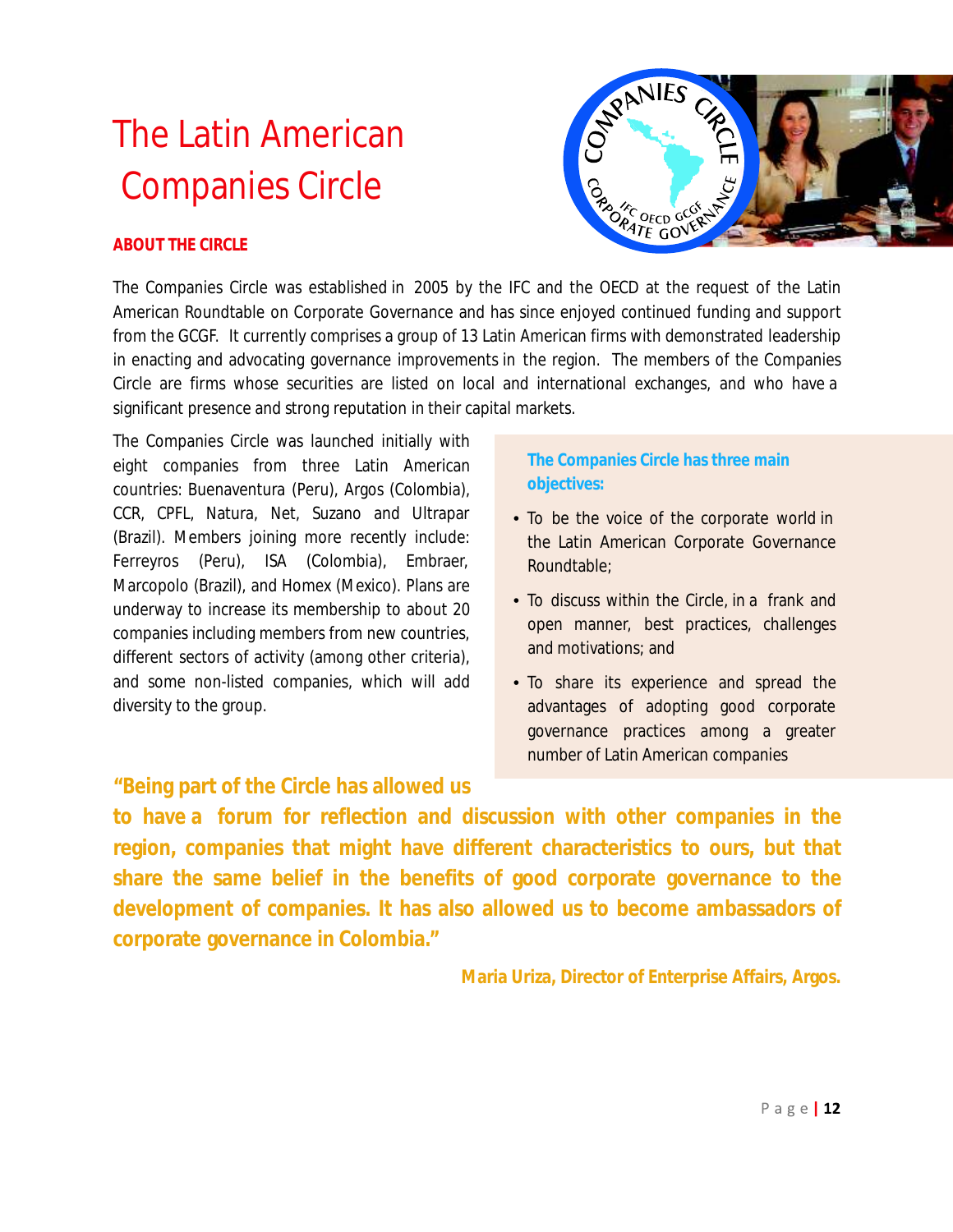# The Latin American Companies Circle

**ABOUT THE CIRCLE**

The Companies Circle was established in 2005 by the IFC and the OECD at the request of the Latin American Roundtable on Corporate Governance and has since enjoyed continued funding and support from the GCGF. It currently comprises a group of 13 Latin American firms with demonstrated leadership in enacting and advocating governance improvements in the region. The members of the Companies Circle are firms whose securities are listed on local and international exchanges, and who have a significant presence and strong reputation in their capital markets.

The Companies Circle was launched initially with eight companies from three Latin American countries: Buenaventura (Peru), Argos (Colombia), CCR, CPFL, Natura, Net, Suzano and Ultrapar (Brazil). Members joining more recently include: Ferreyros (Peru), ISA (Colombia), Embraer, Marcopolo (Brazil), and Homex (Mexico). Plans are underway to increase its membership to about 20 companies including members from new countries, different sectors of activity (among other criteria), and some non-listed companies, which will add diversity to the group.

**The Companies Circle has three main objectives:**

- To be the voice of the corporate world in the Latin American Corporate Governance Roundtable;
- To discuss within the Circle, in a frank and open manner, best practices, challenges and motivations; and
- To share its experience and spread the advantages of adopting good corporate governance practices among a greater number of Latin American companies

**"Being part of the Circle has allowed us to have a forum for reflection and discussion with other companies in the region, companies that might have different characteristics to ours, but that share the same belief in the benefits of good corporate governance to the development of companies. It has also allowed us to become ambassadors of corporate governance in Colombia."**

**Maria Uriza, Director of Enterprise Affairs, Argos.**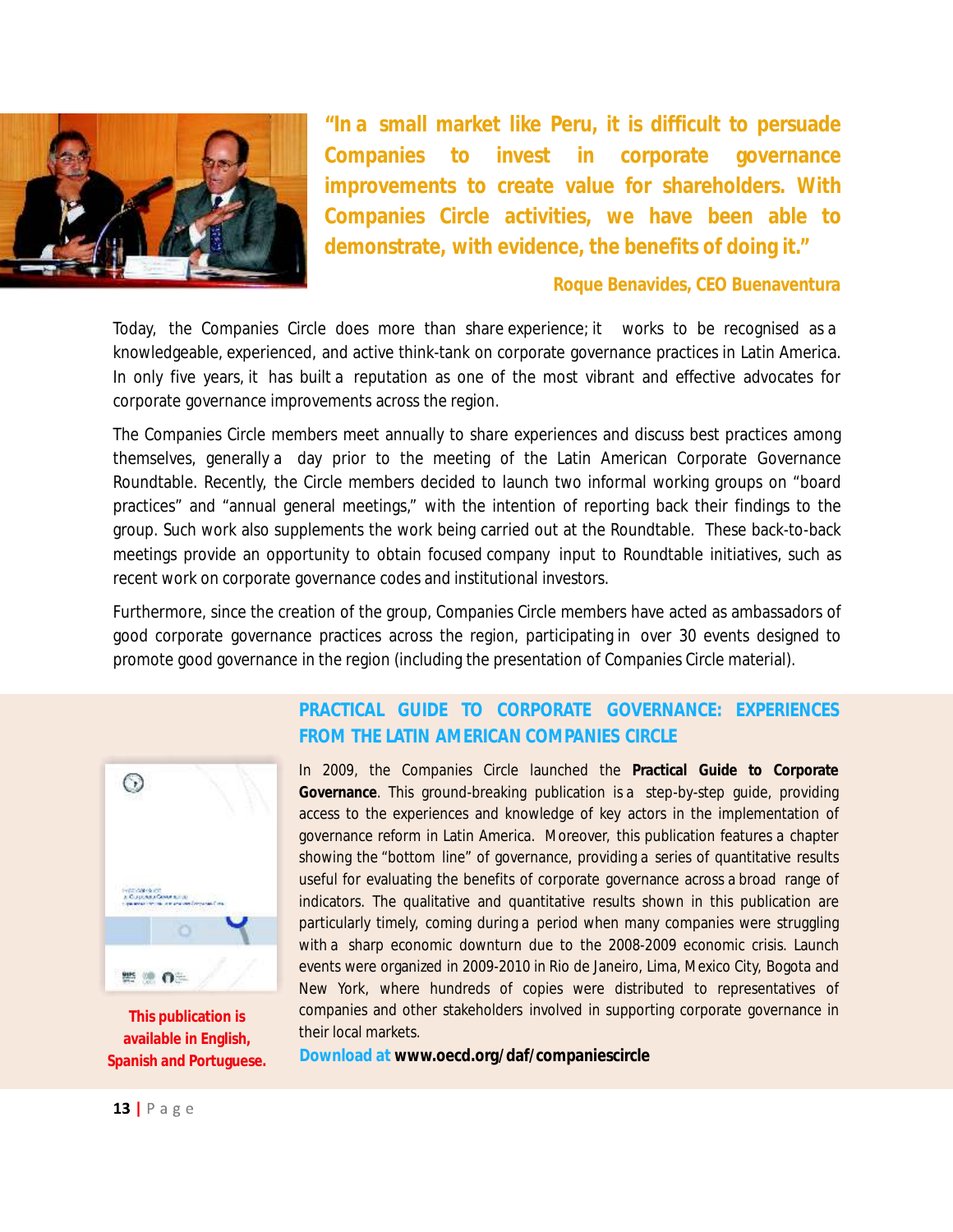**"In a small market like Peru, it is difficult to persuade Companies to invest in corporate governance improvements to create value for shareholders. With Companies Circle activities, we have been able to demonstrate, with evidence, the benefits of doing it."**

**Roque Benavides, CEO Buenaventura**

Today, the Companies Circle does more than share experience; it works to be recognised as a knowledgeable, experienced, and active think-tank on corporate governance practices in Latin America. In only five years, it has built a reputation as one of the most vibrant and effective advocates for corporate governance improvements across the region.

The Companies Circle members meet annually to share experiences and discuss best practices among themselves, generally a day prior to the meeting of the Latin American Corporate Governance Roundtable. Recently, the Circle members decided to launch two informal working groups on "board practices" and "annual general meetings," with the intention of reporting back their findings to the group. Such work also supplements the work being carried out at the Roundtable. These back-to-back meetings provide an opportunity to obtain focused company input to Roundtable initiatives, such as recent work on corporate governance codes and institutional investors.

Furthermore, since the creation of the group, Companies Circle members have acted as ambassadors of good corporate governance practices across the region, participating in over 30 events designed to promote good governance in the region (including the presentation of Companies Circle material).

## PRACTICAL GUIDE TO CORPORATE GOVERNANCE: EXPERIENCES FROM THE LATIN AMERICAN COMPANIES CIRCLE

In 2009, the Companies Circle launched the **Practical Guide to Corporate Governance**. This ground-breaking publication is a step-by-step guide, providing access to the experiences and knowledge of key actors in the implementation of governance reform in Latin America. Moreover, this publication features a chapter showing the "bottom line" of governance, providing a series of quantitative results useful for evaluating the benefits of corporate governance across a broad range of indicators. The qualitative and quantitative results shown in this publication are particularly timely, coming during a period when many companies were struggling with a sharp economic downturn due to the 2008-2009 economic crisis. Launch events were organized in 2009-2010 in Rio de Janeiro, Lima, Mexico City, Bogota and New York, where hundreds of copies were distributed to representatives of companies and other stakeholders involved in supporting corporate governance in their local markets.

Download at **www.oecd.org/daf/companiescircle**

**This publication is available in English, Spanish and Portuguese.**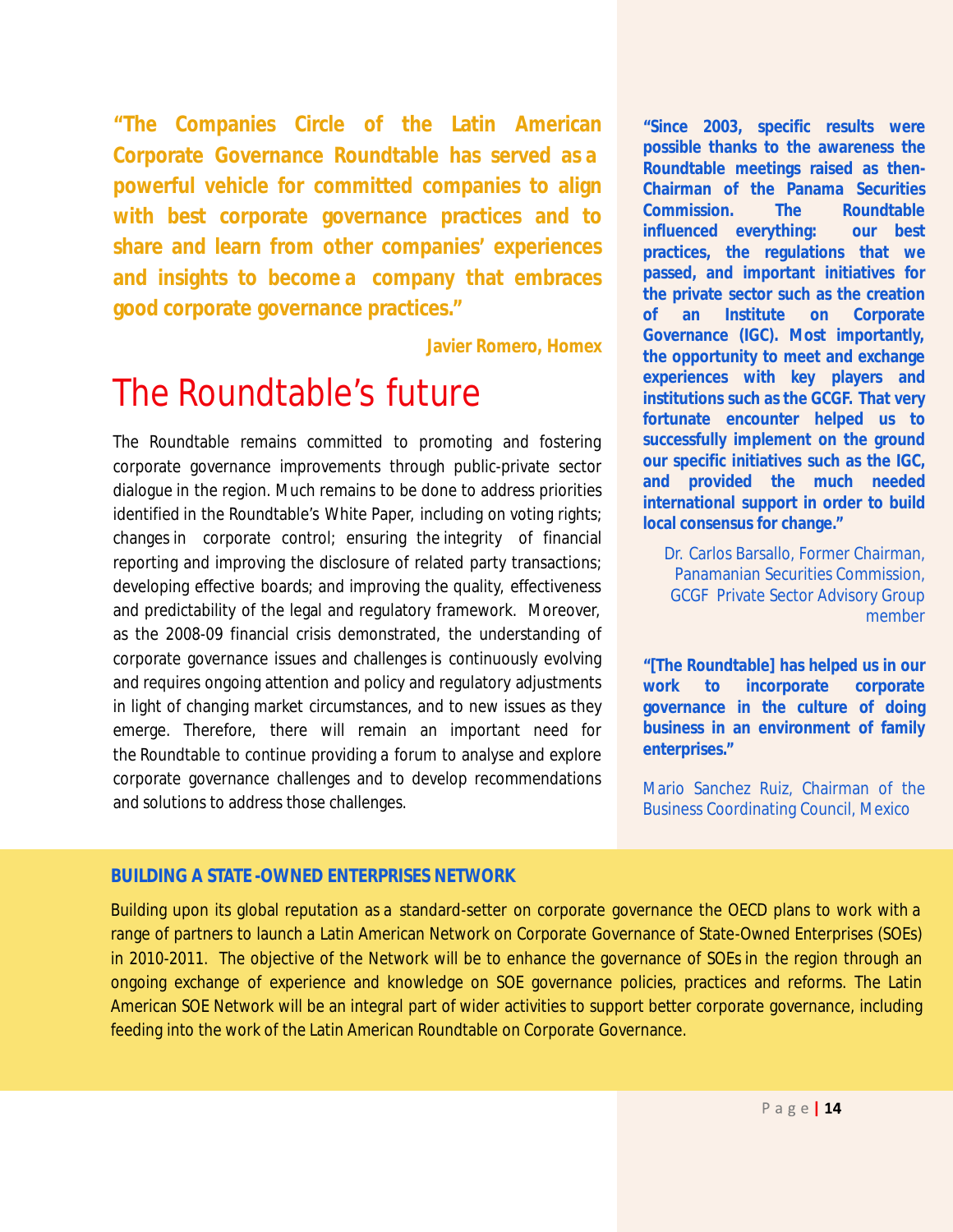**"The Companies Circle of the Latin American Corporate Governance Roundtable has served as a powerful vehicle for committed companies to align with best corporate governance practices and to share and learn from other companies' experiences and insights to become a company that embraces good corporate governance practices."**

**Javier Romero, Homex**

# The Roundtable's future

The Roundtable remains committed to promoting and fostering corporate governance improvements through public-private sector dialogue in the region. Much remains to be done to address priorities identified in the Roundtable's White Paper, including on voting rights; changes in corporate control; ensuring the integrity of financial reporting and improving the disclosure of related party transactions; developing effective boards; and improving the quality, effectiveness and predictability of the legal and regulatory framework. Moreover, as the 2008-09 financial crisis demonstrated, the understanding of corporate governance issues and challenges is continuously evolving and requires ongoing attention and policy and regulatory adjustments in light of changing market circumstances, and to new issues as they emerge. Therefore, there will remain an important need for the Roundtable to continue providing a forum to analyse and explore corporate governance challenges and to develop recommendations and solutions to address those challenges.

**"Since 2003, specific results were possible thanks to the awareness the Roundtable meetings raised as then-Chairman of the Panama Securities Commission. The Roundtable influenced everything: our best practices, the regulations that we passed, and important initiatives for the private sector such as the creation of an Institute on Corporate Governance (IGC). Most importantly, the opportunity to meet and exchange experiences with key players and institutions such as the GCGF. That very fortunate encounter helped us to successfully implement on the ground our specific initiatives such as the IGC, and provided the much needed international support in order to build local consensus for change."**

Dr. Carlos Barsallo, Former Chairman, Panamanian Securities Commission, GCGF Private Sector Advisory Group member

**"[The Roundtable] has helped us in our work to incorporate corporate governance in the culture of doing business in an environment of family enterprises."**

Mario Sanchez Ruiz, Chairman of the Business Coordinating Council, Mexico

**BUILDING A STATE-OWNED ENTERPRISES NETWORK**

Building upon its global reputation as a standard-setter on corporate governance the OECD plans to work with a range of partners to launch a Latin American Network on Corporate Governance of State-Owned Enterprises (SOEs) in 2010-2011. The objective of the Network will be to enhance the governance of SOEs in the region through an ongoing exchange of experience and knowledge on SOE governance policies, practices and reforms. The Latin American SOE Network will be an integral part of wider activities to support better corporate governance, including feeding into the work of the Latin American Roundtable on Corporate Governance.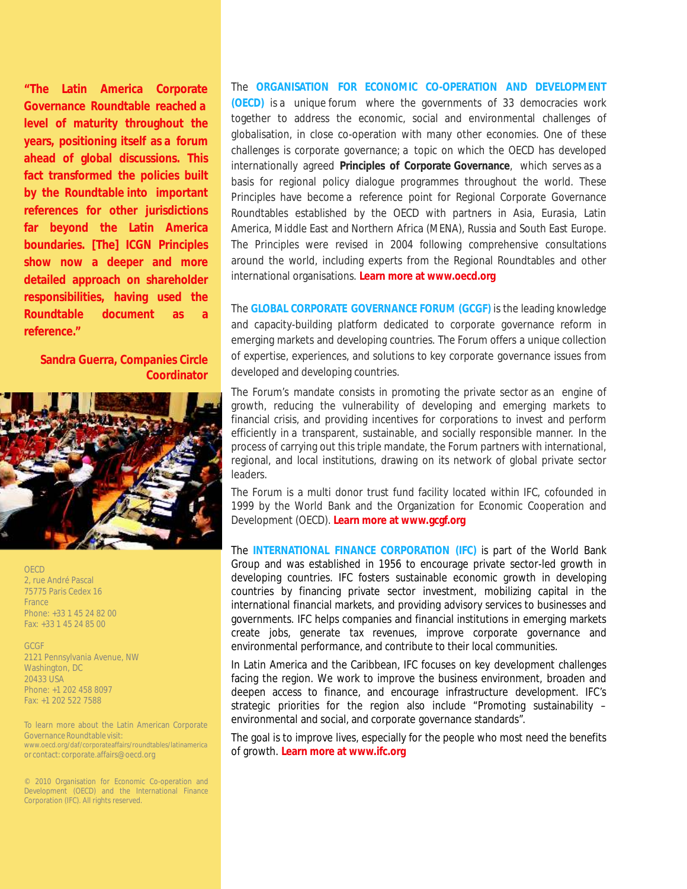**"The Latin America Corporate Governance Roundtable reached a level of maturity throughout the years, positioning itself as a forum ahead of global discussions. This fact transformed the policies built by the Roundtable into important references for other jurisdictions far beyond the Latin America boundaries. [The] ICGN Principles show now a deeper and more detailed approach on shareholder responsibilities, having used the Roundtable document as a reference."**

**Sandra Guerra, Companies Circle Coordinator**

OECD
2, rue André Pascal
75775 Paris Cedex 16
France
Phone: +33 1 45 24 82 00
Fax: +33 1 45 24 85 00

GCGF
2121 Pennsylvania Avenue, NW
Washington, DC
20433 USA
Phone: +1 202 458 8097
Fax: +1 202 522 7588

To learn more about the Latin American Corporate Governance Roundtable visit:
www.oecd.org/daf/corporateaffairs/roundtables/latinamerica
or contact: corporate.affairs@oecd.org

© 2010 Organisation for Economic Co-operation and Development (OECD) and the International Finance Corporation (IFC). All rights reserved.

The **ORGANISATION FOR ECONOMIC CO-OPERATION AND DEVELOPMENT (OECD)** is a unique forum where the governments of 33 democracies work together to address the economic, social and environmental challenges of globalisation, in close co-operation with many other economies. One of these challenges is corporate governance; a topic on which the OECD has developed internationally agreed **Principles of Corporate Governance**, which serves as a basis for regional policy dialogue programmes throughout the world. These Principles have become a reference point for Regional Corporate Governance Roundtables established by the OECD with partners in Asia, Eurasia, Latin America, Middle East and Northern Africa (MENA), Russia and South East Europe. The Principles were revised in 2004 following comprehensive consultations around the world, including experts from the Regional Roundtables and other international organisations. **Learn more at www.oecd.org**

The **GLOBAL CORPORATE GOVERNANCE FORUM (GCGF)** is the leading knowledge and capacity-building platform dedicated to corporate governance reform in emerging markets and developing countries. The Forum offers a unique collection of expertise, experiences, and solutions to key corporate governance issues from developed and developing countries.

The Forum's mandate consists in promoting the private sector as an engine of growth, reducing the vulnerability of developing and emerging markets to financial crisis, and providing incentives for corporations to invest and perform efficiently in a transparent, sustainable, and socially responsible manner. In the process of carrying out this triple mandate, the Forum partners with international, regional, and local institutions, drawing on its network of global private sector leaders.

The Forum is a multi donor trust fund facility located within IFC, cofounded in 1999 by the World Bank and the Organization for Economic Cooperation and Development (OECD). **Learn more at www.gcgf.org**

The **INTERNATIONAL FINANCE CORPORATION (IFC)** is part of the World Bank Group and was established in 1956 to encourage private sector-led growth in developing countries. IFC fosters sustainable economic growth in developing countries by financing private sector investment, mobilizing capital in the international financial markets, and providing advisory services to businesses and governments. IFC helps companies and financial institutions in emerging markets create jobs, generate tax revenues, improve corporate governance and environmental performance, and contribute to their local communities.

In Latin America and the Caribbean, IFC focuses on key development challenges facing the region. We work to improve the business environment, broaden and deepen access to finance, and encourage infrastructure development. IFC's strategic priorities for the region also include "Promoting sustainability – environmental and social, and corporate governance standards".

The goal is to improve lives, especially for the people who most need the benefits of growth. **Learn more at www.ifc.org**